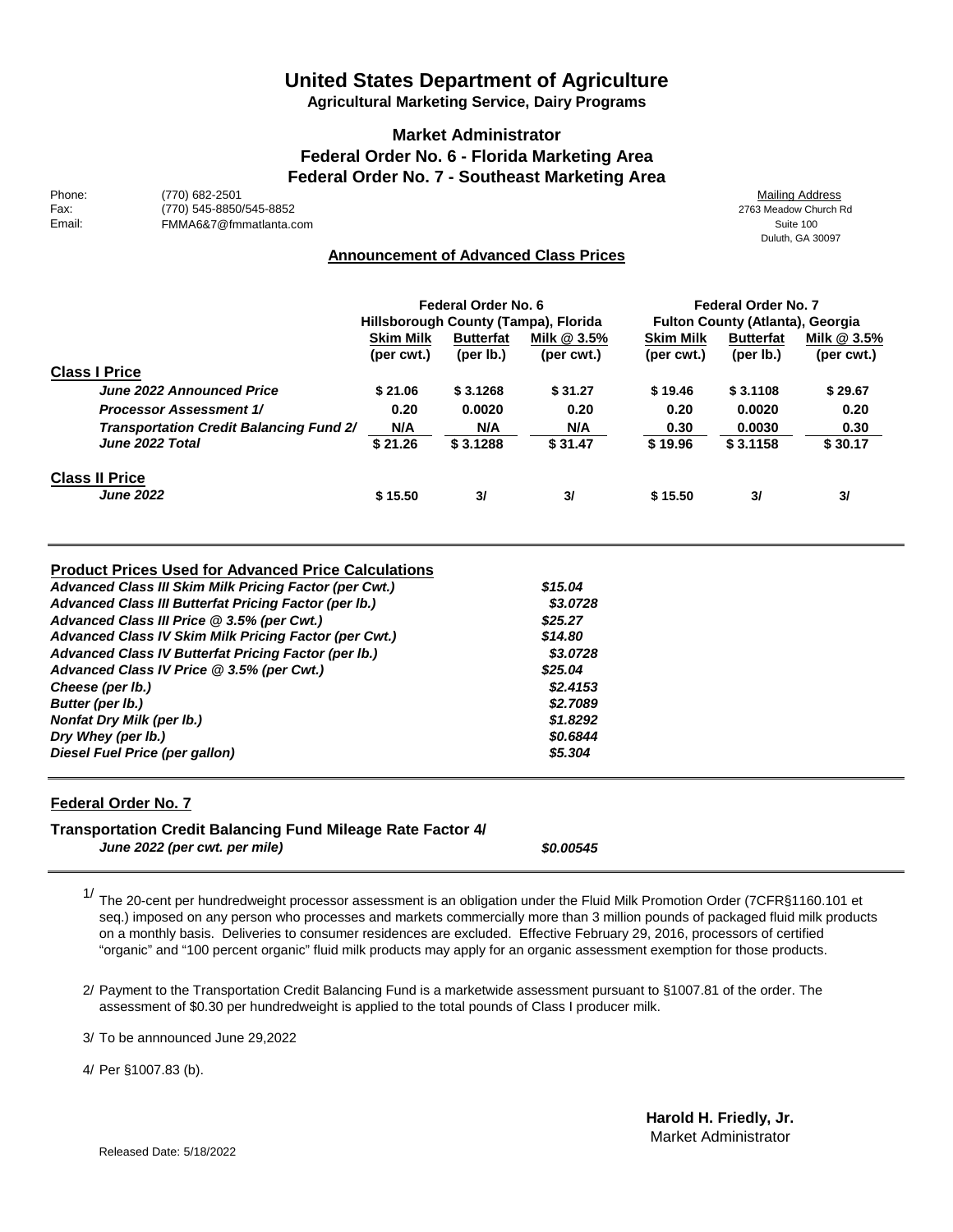# United States Department of Agriculture

**Agricultural Marketing Service, Dairy Programs**

## Market Administrator
## Federal Order No. 6 - Florida Marketing Area
## Federal Order No. 7 - Southeast Marketing Area

Phone: (770) 682-2501
Fax: (770) 545-8850/545-8852
Email: FMMA6&7@fmmatlanta.com

Mailing Address
2763 Meadow Church Rd
Suite 100
Duluth, GA 30097

### Announcement of Advanced Class Prices

| | Federal Order No. 6 Hillsborough County (Tampa), Florida | | | Federal Order No. 7 Fulton County (Atlanta), Georgia | | |
|---|---|---|---|---|---|---|
| | Skim Milk (per cwt.) | Butterfat (per lb.) | Milk @ 3.5% (per cwt.) | Skim Milk (per cwt.) | Butterfat (per lb.) | Milk @ 3.5% (per cwt.) |
| **Class I Price** | | | | | | |
| *June 2022 Announced Price* | $ 21.06 | $ 3.1268 | $ 31.27 | $ 19.46 | $ 3.1108 | $ 29.67 |
| *Processor Assessment 1/* | 0.20 | 0.0020 | 0.20 | 0.20 | 0.0020 | 0.20 |
| *Transportation Credit Balancing Fund 2/* | N/A | N/A | N/A | 0.30 | 0.0030 | 0.30 |
| *June 2022 Total* | $ 21.26 | $ 3.1288 | $ 31.47 | $ 19.96 | $ 3.1158 | $ 30.17 |
| **Class II Price** | | | | | | |
| *June 2022* | $ 15.50 | 3/ | 3/ | $ 15.50 | 3/ | 3/ |

| Product Prices Used for Advanced Price Calculations | |
|---|---|
| *Advanced Class III Skim Milk Pricing Factor (per Cwt.)* | *$15.04* |
| *Advanced Class III Butterfat Pricing Factor (per lb.)* | *$3.0728* |
| *Advanced Class III Price @ 3.5% (per Cwt.)* | *$25.27* |
| *Advanced Class IV Skim Milk Pricing Factor (per Cwt.)* | *$14.80* |
| *Advanced Class IV Butterfat Pricing Factor (per lb.)* | *$3.0728* |
| *Advanced Class IV Price @ 3.5% (per Cwt.)* | *$25.04* |
| *Cheese (per lb.)* | *$2.4153* |
| *Butter (per lb.)* | *$2.7089* |
| *Nonfat Dry Milk (per lb.)* | *$1.8292* |
| *Dry Whey (per lb.)* | *$0.6844* |
| *Diesel Fuel Price (per gallon)* | *$5.304* |

**Federal Order No. 7**

**Transportation Credit Balancing Fund Mileage Rate Factor 4/**
*June 2022 (per cwt. per mile)* *$0.00545*

1/ The 20-cent per hundredweight processor assessment is an obligation under the Fluid Milk Promotion Order (7CFR§1160.101 et seq.) imposed on any person who processes and markets commercially more than 3 million pounds of packaged fluid milk products on a monthly basis. Deliveries to consumer residences are excluded. Effective February 29, 2016, processors of certified "organic" and "100 percent organic" fluid milk products may apply for an organic assessment exemption for those products.

2/ Payment to the Transportation Credit Balancing Fund is a marketwide assessment pursuant to §1007.81 of the order. The assessment of $0.30 per hundredweight is applied to the total pounds of Class I producer milk.

3/ To be annnounced June 29,2022

4/ Per §1007.83 (b).

**Harold H. Friedly, Jr.**
Market Administrator

Released Date: 5/18/2022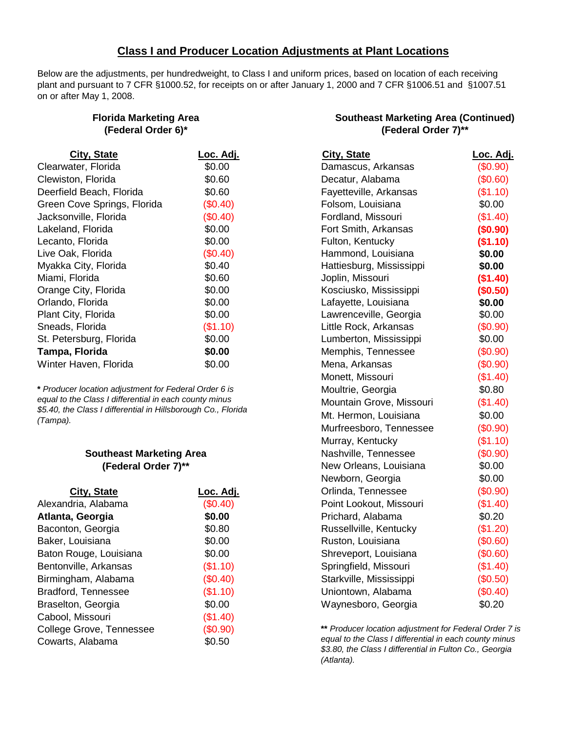## Class I and Producer Location Adjustments at Plant Locations

Below are the adjustments, per hundredweight, to Class I and uniform prices, based on location of each receiving plant and pursuant to 7 CFR §1000.52, for receipts on or after January 1, 2000 and 7 CFR §1006.51 and §1007.51 on or after May 1, 2008.

### Florida Marketing Area (Federal Order 6)*

| City, State | Loc. Adj. |
|---|---|
| Clearwater, Florida | $0.00 |
| Clewiston, Florida | $0.60 |
| Deerfield Beach, Florida | $0.60 |
| Green Cove Springs, Florida | ($0.40) |
| Jacksonville, Florida | ($0.40) |
| Lakeland, Florida | $0.00 |
| Lecanto, Florida | $0.00 |
| Live Oak, Florida | ($0.40) |
| Myakka City, Florida | $0.40 |
| Miami, Florida | $0.60 |
| Orange City, Florida | $0.00 |
| Orlando, Florida | $0.00 |
| Plant City, Florida | $0.00 |
| Sneads, Florida | ($1.10) |
| St. Petersburg, Florida | $0.00 |
| **Tampa, Florida** | **$0.00** |
| Winter Haven, Florida | $0.00 |

**\*** *Producer location adjustment for Federal Order 6 is equal to the Class I differential in each county minus $5.40, the Class I differential in Hillsborough Co., Florida (Tampa).*

### Southeast Marketing Area (Federal Order 7)**

| City, State | Loc. Adj. |
|---|---|
| Alexandria, Alabama | ($0.40) |
| **Atlanta, Georgia** | **$0.00** |
| Baconton, Georgia | $0.80 |
| Baker, Louisiana | $0.00 |
| Baton Rouge, Louisiana | $0.00 |
| Bentonville, Arkansas | ($1.10) |
| Birmingham, Alabama | ($0.40) |
| Bradford, Tennessee | ($1.10) |
| Braselton, Georgia | $0.00 |
| Cabool, Missouri | ($1.40) |
| College Grove, Tennessee | ($0.90) |
| Cowarts, Alabama | $0.50 |
| Damascus, Arkansas | ($0.90) |
| Decatur, Alabama | ($0.60) |
| Fayetteville, Arkansas | ($1.10) |
| Folsom, Louisiana | $0.00 |
| Fordland, Missouri | ($1.40) |
| Fort Smith, Arkansas | **($0.90)** |
| Fulton, Kentucky | **($1.10)** |
| Hammond, Louisiana | **$0.00** |
| Hattiesburg, Mississippi | **$0.00** |
| Joplin, Missouri | **($1.40)** |
| Kosciusko, Mississippi | **($0.50)** |
| Lafayette, Louisiana | **$0.00** |
| Lawrenceville, Georgia | $0.00 |
| Little Rock, Arkansas | ($0.90) |
| Lumberton, Mississippi | $0.00 |
| Memphis, Tennessee | ($0.90) |
| Mena, Arkansas | ($0.90) |
| Monett, Missouri | ($1.40) |
| Moultrie, Georgia | $0.80 |
| Mountain Grove, Missouri | ($1.40) |
| Mt. Hermon, Louisiana | $0.00 |
| Murfreesboro, Tennessee | ($0.90) |
| Murray, Kentucky | ($1.10) |
| Nashville, Tennessee | ($0.90) |
| New Orleans, Louisiana | $0.00 |
| Newborn, Georgia | $0.00 |
| Orlinda, Tennessee | ($0.90) |
| Point Lookout, Missouri | ($1.40) |
| Prichard, Alabama | $0.20 |
| Russellville, Kentucky | ($1.20) |
| Ruston, Louisiana | ($0.60) |
| Shreveport, Louisiana | ($0.60) |
| Springfield, Missouri | ($1.40) |
| Starkville, Mississippi | ($0.50) |
| Uniontown, Alabama | ($0.40) |
| Waynesboro, Georgia | $0.20 |

**\*\*** *Producer location adjustment for Federal Order 7 is equal to the Class I differential in each county minus $3.80, the Class I differential in Fulton Co., Georgia (Atlanta).*